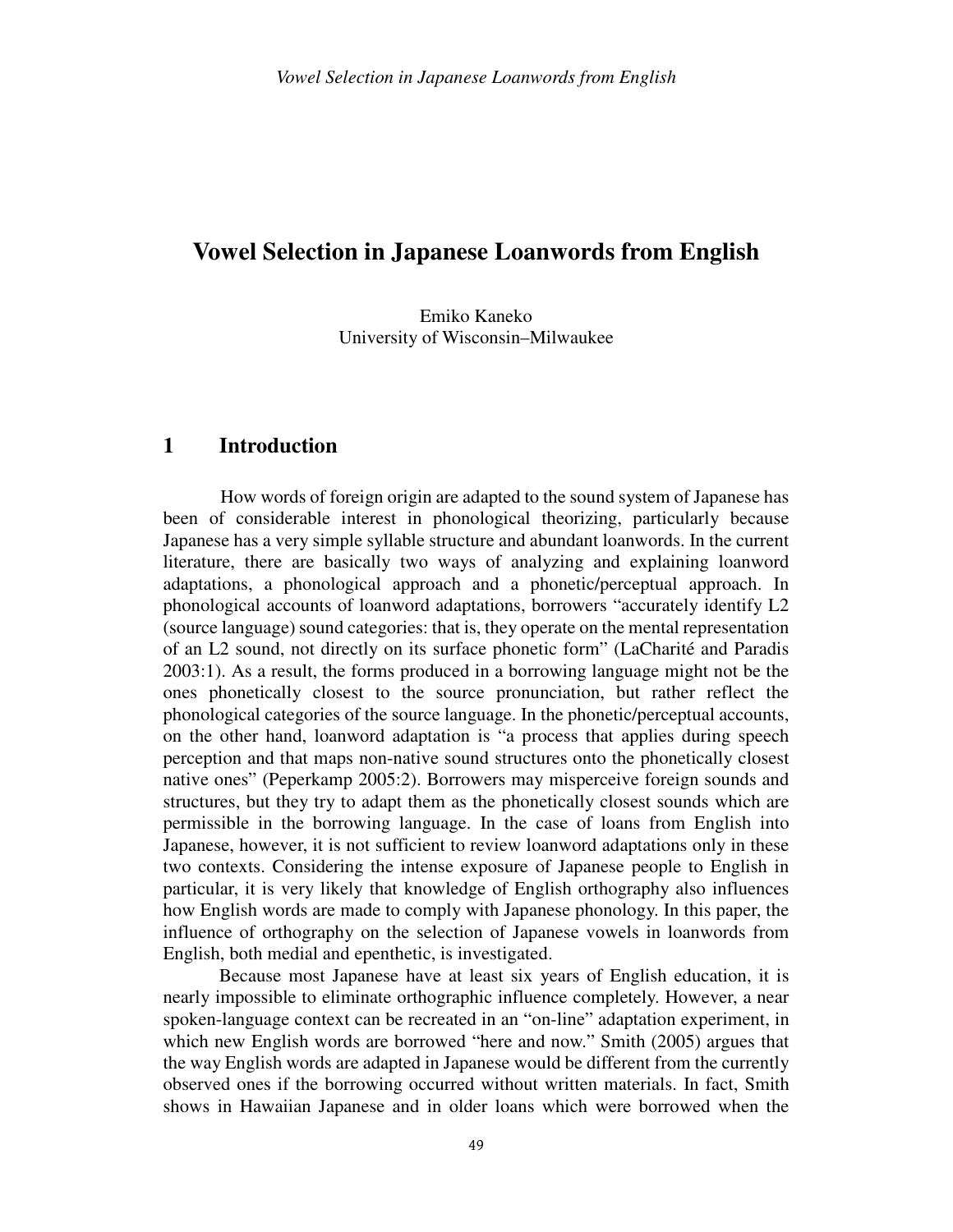# Vowel Selection in Japanese Loanwords from English

Emiko Kaneko  
University of Wisconsin–Milwaukee

## 1 Introduction

How words of foreign origin are adapted to the sound system of Japanese has been of considerable interest in phonological theorizing, particularly because Japanese has a very simple syllable structure and abundant loanwords. In the current literature, there are basically two ways of analyzing and explaining loanword adaptations, a phonological approach and a phonetic/perceptual approach. In phonological accounts of loanword adaptations, borrowers "accurately identify L2 (source language) sound categories: that is, they operate on the mental representation of an L2 sound, not directly on its surface phonetic form" (LaCharité and Paradis 2003:1). As a result, the forms produced in a borrowing language might not be the ones phonetically closest to the source pronunciation, but rather reflect the phonological categories of the source language. In the phonetic/perceptual accounts, on the other hand, loanword adaptation is "a process that applies during speech perception and that maps non-native sound structures onto the phonetically closest native ones" (Peperkamp 2005:2). Borrowers may misperceive foreign sounds and structures, but they try to adapt them as the phonetically closest sounds which are permissible in the borrowing language. In the case of loans from English into Japanese, however, it is not sufficient to review loanword adaptations only in these two contexts. Considering the intense exposure of Japanese people to English in particular, it is very likely that knowledge of English orthography also influences how English words are made to comply with Japanese phonology. In this paper, the influence of orthography on the selection of Japanese vowels in loanwords from English, both medial and epenthetic, is investigated.

Because most Japanese have at least six years of English education, it is nearly impossible to eliminate orthographic influence completely. However, a near spoken-language context can be recreated in an "on-line" adaptation experiment, in which new English words are borrowed "here and now." Smith (2005) argues that the way English words are adapted in Japanese would be different from the currently observed ones if the borrowing occurred without written materials. In fact, Smith shows in Hawaiian Japanese and in older loans which were borrowed when the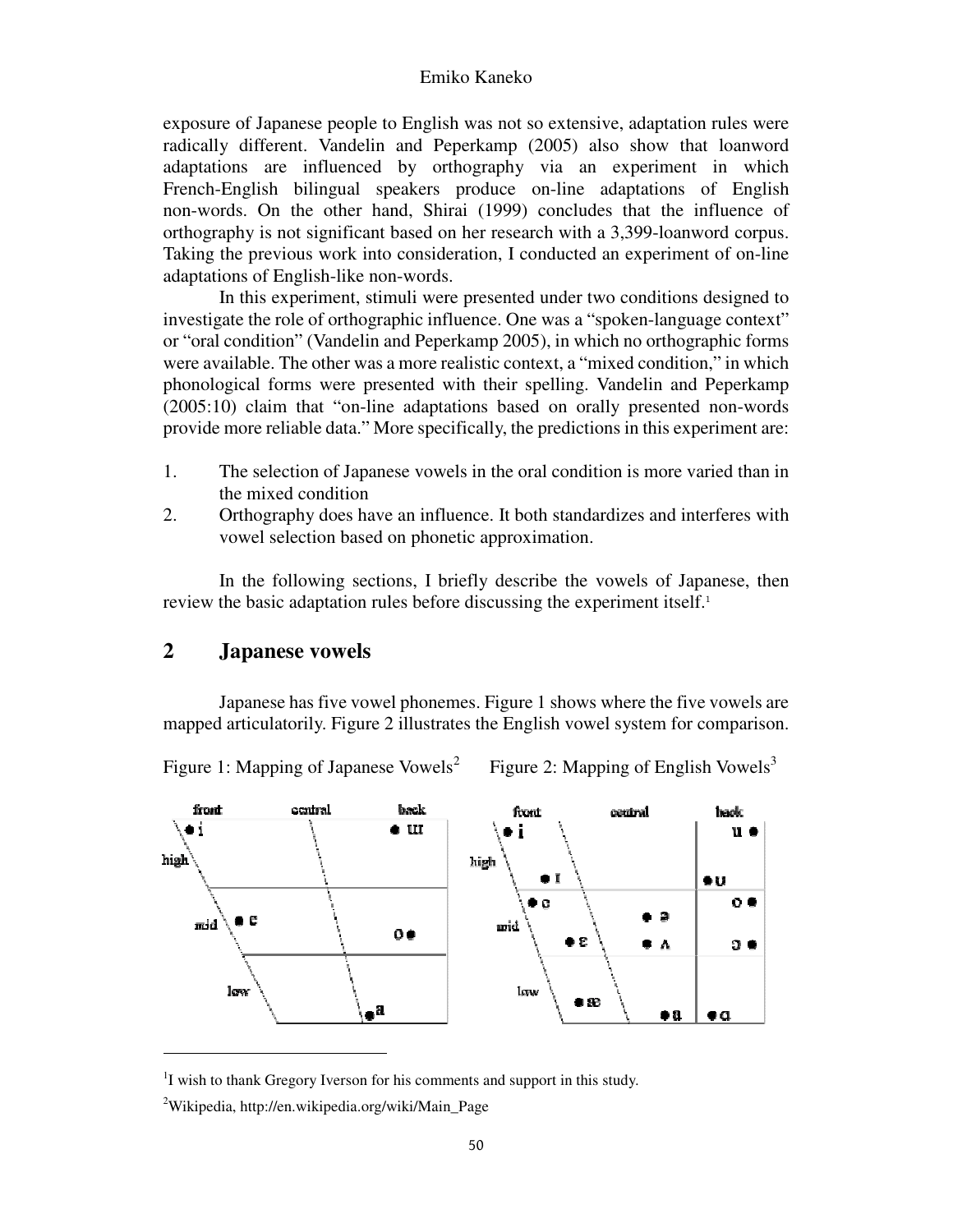exposure of Japanese people to English was not so extensive, adaptation rules were radically different. Vandelin and Peperkamp (2005) also show that loanword adaptations are influenced by orthography via an experiment in which French-English bilingual speakers produce on-line adaptations of English non-words. On the other hand, Shirai (1999) concludes that the influence of orthography is not significant based on her research with a 3,399-loanword corpus. Taking the previous work into consideration, I conducted an experiment of on-line adaptations of English-like non-words.

In this experiment, stimuli were presented under two conditions designed to investigate the role of orthographic influence. One was a "spoken-language context" or "oral condition" (Vandelin and Peperkamp 2005), in which no orthographic forms were available. The other was a more realistic context, a "mixed condition," in which phonological forms were presented with their spelling. Vandelin and Peperkamp (2005:10) claim that "on-line adaptations based on orally presented non-words provide more reliable data." More specifically, the predictions in this experiment are:

1. The selection of Japanese vowels in the oral condition is more varied than in the mixed condition
2. Orthography does have an influence. It both standardizes and interferes with vowel selection based on phonetic approximation.

In the following sections, I briefly describe the vowels of Japanese, then review the basic adaptation rules before discussing the experiment itself.[1]

## 2 Japanese vowels

Japanese has five vowel phonemes. Figure 1 shows where the five vowels are mapped articulatorily. Figure 2 illustrates the English vowel system for comparison.

Figure 1: Mapping of Japanese Vowels[2]

Figure 2: Mapping of English Vowels[3]

[1] I wish to thank Gregory Iverson for his comments and support in this study.

[2] Wikipedia, http://en.wikipedia.org/wiki/Main_Page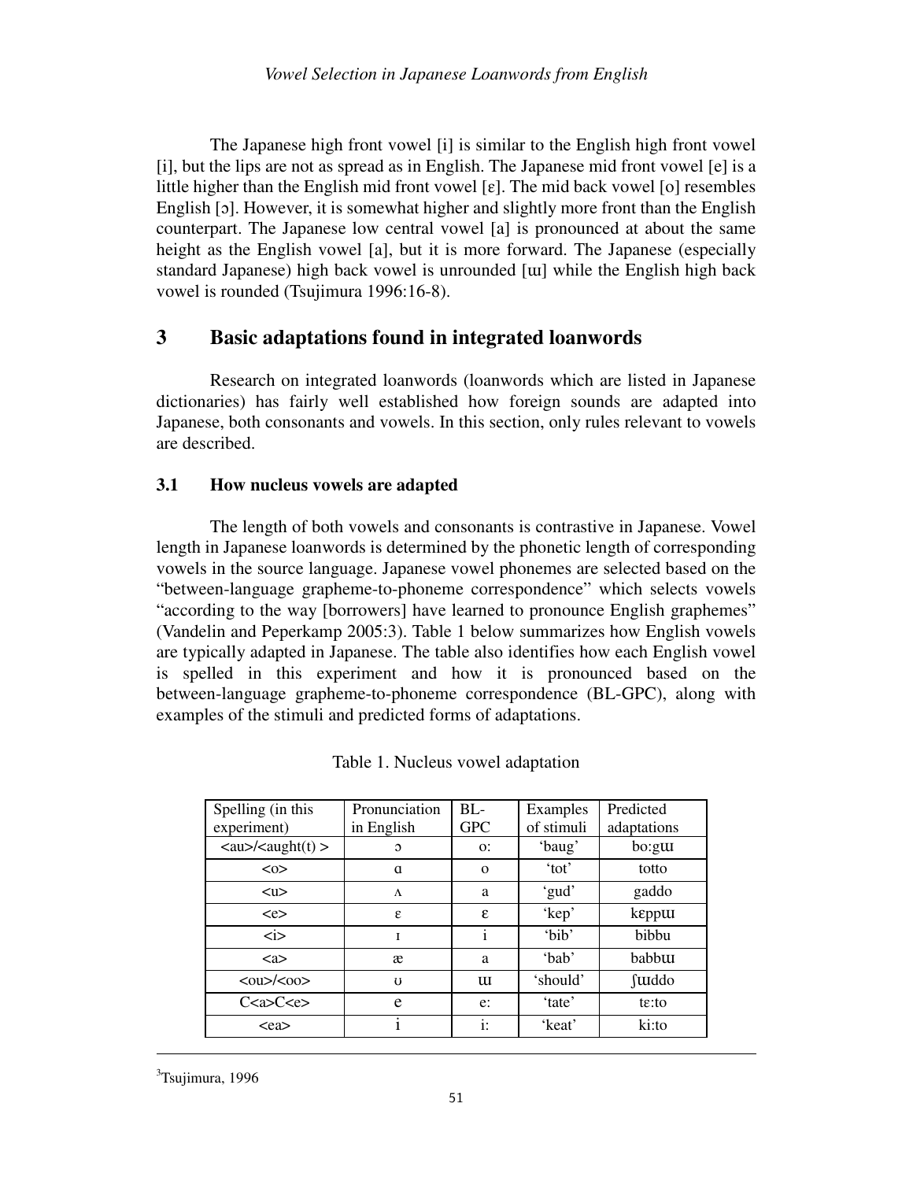The Japanese high front vowel [i] is similar to the English high front vowel [i], but the lips are not as spread as in English. The Japanese mid front vowel [e] is a little higher than the English mid front vowel [ɛ]. The mid back vowel [o] resembles English [ɔ]. However, it is somewhat higher and slightly more front than the English counterpart. The Japanese low central vowel [a] is pronounced at about the same height as the English vowel [a], but it is more forward. The Japanese (especially standard Japanese) high back vowel is unrounded [ɯ] while the English high back vowel is rounded (Tsujimura 1996:16-8).

## 3 Basic adaptations found in integrated loanwords

Research on integrated loanwords (loanwords which are listed in Japanese dictionaries) has fairly well established how foreign sounds are adapted into Japanese, both consonants and vowels. In this section, only rules relevant to vowels are described.

### 3.1 How nucleus vowels are adapted

The length of both vowels and consonants is contrastive in Japanese. Vowel length in Japanese loanwords is determined by the phonetic length of corresponding vowels in the source language. Japanese vowel phonemes are selected based on the "between-language grapheme-to-phoneme correspondence" which selects vowels "according to the way [borrowers] have learned to pronounce English graphemes" (Vandelin and Peperkamp 2005:3). Table 1 below summarizes how English vowels are typically adapted in Japanese. The table also identifies how each English vowel is spelled in this experiment and how it is pronounced based on the between-language grapheme-to-phoneme correspondence (BL-GPC), along with examples of the stimuli and predicted forms of adaptations.

Table 1. Nucleus vowel adaptation

| Spelling (in this experiment) | Pronunciation in English | BL-GPC | Examples of stimuli | Predicted adaptations |
|---|---|---|---|---|
| <au>/<aught(t) > | ɔ | o: | 'baug' | bo:gɯ |
| <o> | ɑ | o | 'tot' | totto |
| <u> | ʌ | a | 'gud' | gaddo |
| <e> | ɛ | ɛ | 'kep' | kɛppɯ |
| <i> | ɪ | i | 'bib' | bibbu |
| <a> | æ | a | 'bab' | babbɯ |
| <ou>/<oo> | ʊ | ɯ | 'should' | ʃɯddo |
| C<a>C<e> | e | e: | 'tate' | tɛ:to |
| <ea> | i | i: | 'keat' | ki:to |

[3] Tsujimura, 1996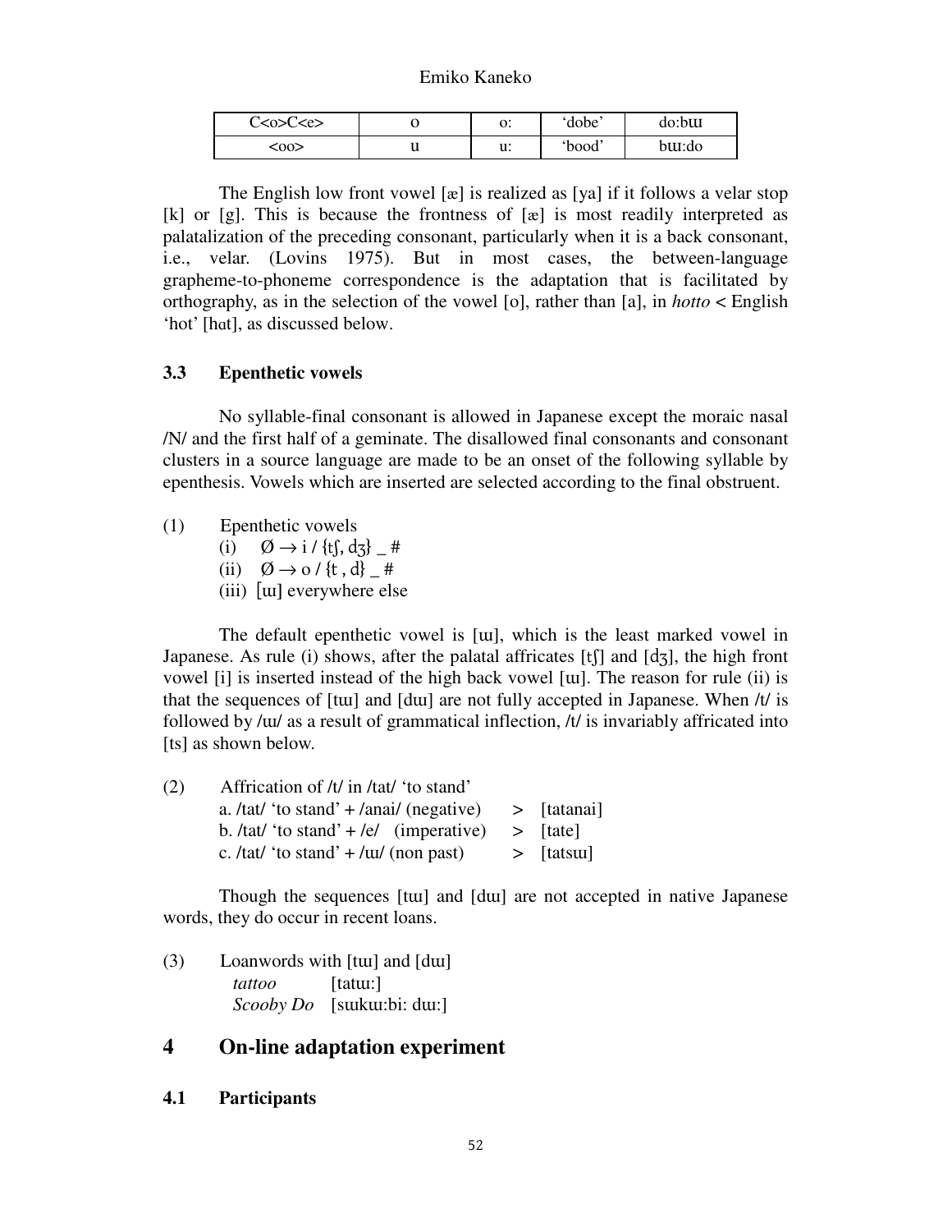| C<o>C<e> | o | o: | 'dobe' | do:bɯ |
|---|---|---|---|---|
| <oo> | u | u: | 'bood' | bɯ:do |

The English low front vowel [æ] is realized as [ya] if it follows a velar stop [k] or [g]. This is because the frontness of [æ] is most readily interpreted as palatalization of the preceding consonant, particularly when it is a back consonant, i.e., velar. (Lovins 1975). But in most cases, the between-language grapheme-to-phoneme correspondence is the adaptation that is facilitated by orthography, as in the selection of the vowel [o], rather than [a], in *hotto* < English 'hot' [hɑt], as discussed below.

### 3.3 Epenthetic vowels

No syllable-final consonant is allowed in Japanese except the moraic nasal /N/ and the first half of a geminate. The disallowed final consonants and consonant clusters in a source language are made to be an onset of the following syllable by epenthesis. Vowels which are inserted are selected according to the final obstruent.

(1) Epenthetic vowels
  (i) Ø → i / {tʃ, dʒ} _ #
  (ii) Ø → o / {t , d} _ #
  (iii) [ɯ] everywhere else

The default epenthetic vowel is [ɯ], which is the least marked vowel in Japanese. As rule (i) shows, after the palatal affricates [tʃ] and [dʒ], the high front vowel [i] is inserted instead of the high back vowel [ɯ]. The reason for rule (ii) is that the sequences of [tɯ] and [dɯ] are not fully accepted in Japanese. When /t/ is followed by /ɯ/ as a result of grammatical inflection, /t/ is invariably affricated into [ts] as shown below.

(2) Affrication of /t/ in /tat/ 'to stand'
  a. /tat/ 'to stand' + /anai/ (negative) > [tatanai]
  b. /tat/ 'to stand' + /e/ (imperative) > [tate]
  c. /tat/ 'to stand' + /ɯ/ (non past) > [tatsɯ]

Though the sequences [tɯ] and [dɯ] are not accepted in native Japanese words, they do occur in recent loans.

(3) Loanwords with [tɯ] and [dɯ]
  *tattoo* [tatɯ:]
  *Scooby Do* [sɯkɯ:bi: dɯ:]

## 4 On-line adaptation experiment

### 4.1 Participants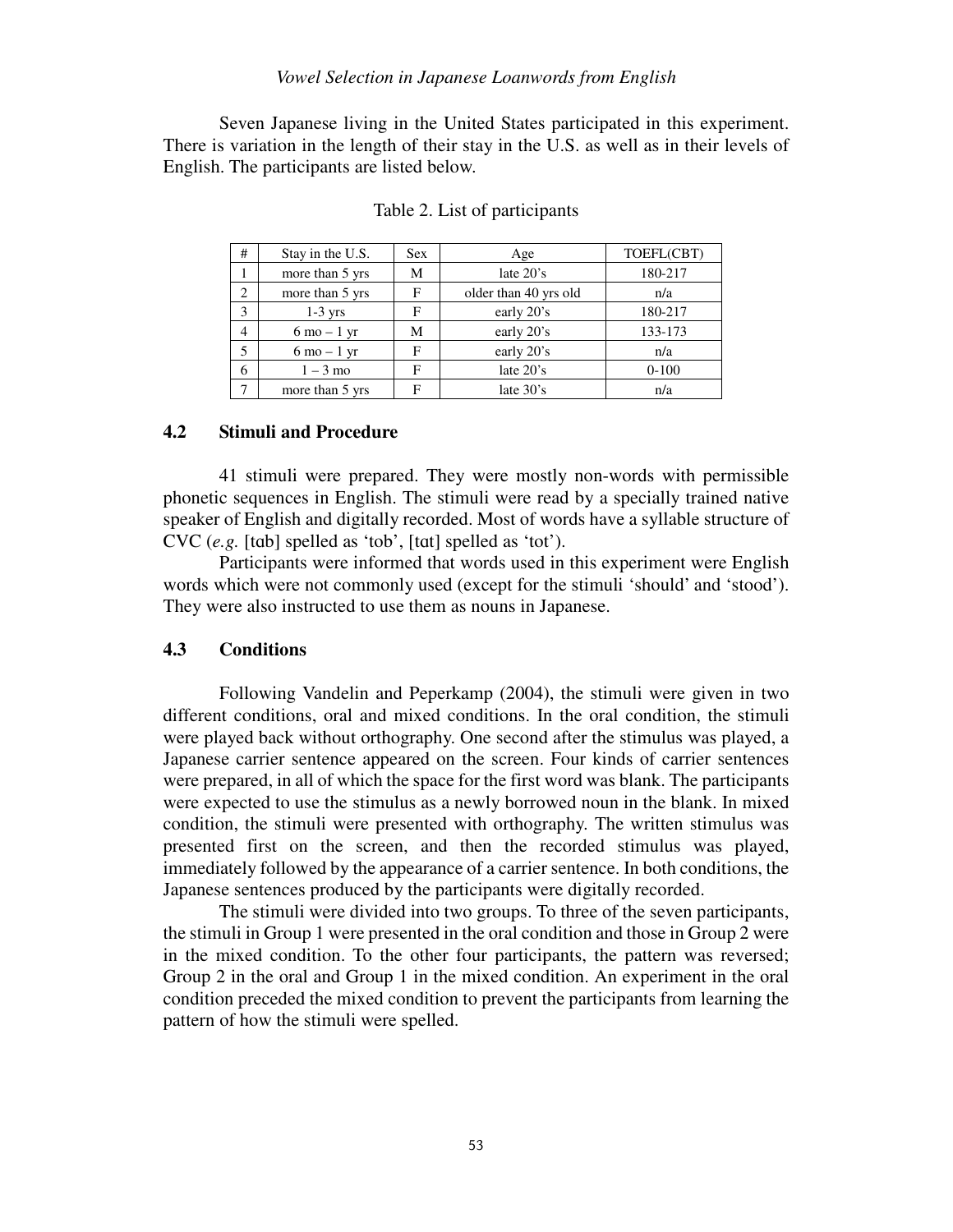Seven Japanese living in the United States participated in this experiment. There is variation in the length of their stay in the U.S. as well as in their levels of English. The participants are listed below.

Table 2. List of participants

| # | Stay in the U.S. | Sex | Age | TOEFL(CBT) |
|---|---|---|---|---|
| 1 | more than 5 yrs | M | late 20's | 180-217 |
| 2 | more than 5 yrs | F | older than 40 yrs old | n/a |
| 3 | 1-3 yrs | F | early 20's | 180-217 |
| 4 | 6 mo – 1 yr | M | early 20's | 133-173 |
| 5 | 6 mo – 1 yr | F | early 20's | n/a |
| 6 | 1 – 3 mo | F | late 20's | 0-100 |
| 7 | more than 5 yrs | F | late 30's | n/a |

### 4.2 Stimuli and Procedure

41 stimuli were prepared. They were mostly non-words with permissible phonetic sequences in English. The stimuli were read by a specially trained native speaker of English and digitally recorded. Most of words have a syllable structure of CVC (*e.g.* [tɑb] spelled as 'tob', [tɑt] spelled as 'tot').

Participants were informed that words used in this experiment were English words which were not commonly used (except for the stimuli 'should' and 'stood'). They were also instructed to use them as nouns in Japanese.

### 4.3 Conditions

Following Vandelin and Peperkamp (2004), the stimuli were given in two different conditions, oral and mixed conditions. In the oral condition, the stimuli were played back without orthography. One second after the stimulus was played, a Japanese carrier sentence appeared on the screen. Four kinds of carrier sentences were prepared, in all of which the space for the first word was blank. The participants were expected to use the stimulus as a newly borrowed noun in the blank. In mixed condition, the stimuli were presented with orthography. The written stimulus was presented first on the screen, and then the recorded stimulus was played, immediately followed by the appearance of a carrier sentence. In both conditions, the Japanese sentences produced by the participants were digitally recorded.

The stimuli were divided into two groups. To three of the seven participants, the stimuli in Group 1 were presented in the oral condition and those in Group 2 were in the mixed condition. To the other four participants, the pattern was reversed; Group 2 in the oral and Group 1 in the mixed condition. An experiment in the oral condition preceded the mixed condition to prevent the participants from learning the pattern of how the stimuli were spelled.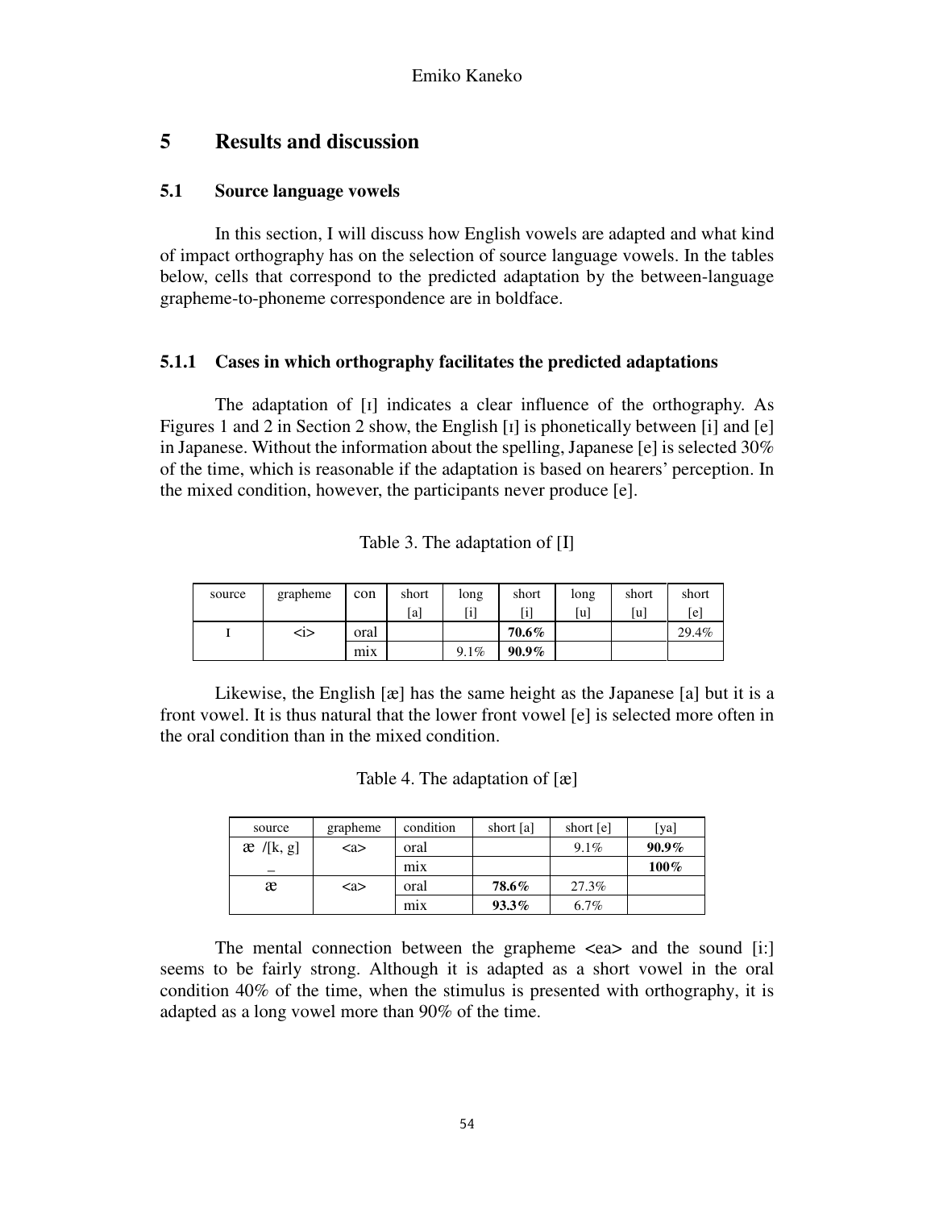## 5 Results and discussion

### 5.1 Source language vowels

In this section, I will discuss how English vowels are adapted and what kind of impact orthography has on the selection of source language vowels. In the tables below, cells that correspond to the predicted adaptation by the between-language grapheme-to-phoneme correspondence are in boldface.

#### 5.1.1 Cases in which orthography facilitates the predicted adaptations

The adaptation of [ɪ] indicates a clear influence of the orthography. As Figures 1 and 2 in Section 2 show, the English [ɪ] is phonetically between [i] and [e] in Japanese. Without the information about the spelling, Japanese [e] is selected 30% of the time, which is reasonable if the adaptation is based on hearers' perception. In the mixed condition, however, the participants never produce [e].

Table 3. The adaptation of [I]

| source | grapheme | con | short [a] | long [i] | short [i] | long [u] | short [u] | short [e] |
|---|---|---|---|---|---|---|---|---|
| ɪ | <i> | oral | | | **70.6%** | | | 29.4% |
| | | mix | | 9.1% | **90.9%** | | | |

Likewise, the English [æ] has the same height as the Japanese [a] but it is a front vowel. It is thus natural that the lower front vowel [e] is selected more often in the oral condition than in the mixed condition.

Table 4. The adaptation of [æ]

| source | grapheme | condition | short [a] | short [e] | [ya] |
|---|---|---|---|---|---|
| æ /[k, g] _ | <a> | oral | | 9.1% | **90.9%** |
| | | mix | | | **100%** |
| æ | <a> | oral | **78.6%** | 27.3% | |
| | | mix | **93.3%** | 6.7% | |

The mental connection between the grapheme <ea> and the sound [i:] seems to be fairly strong. Although it is adapted as a short vowel in the oral condition 40% of the time, when the stimulus is presented with orthography, it is adapted as a long vowel more than 90% of the time.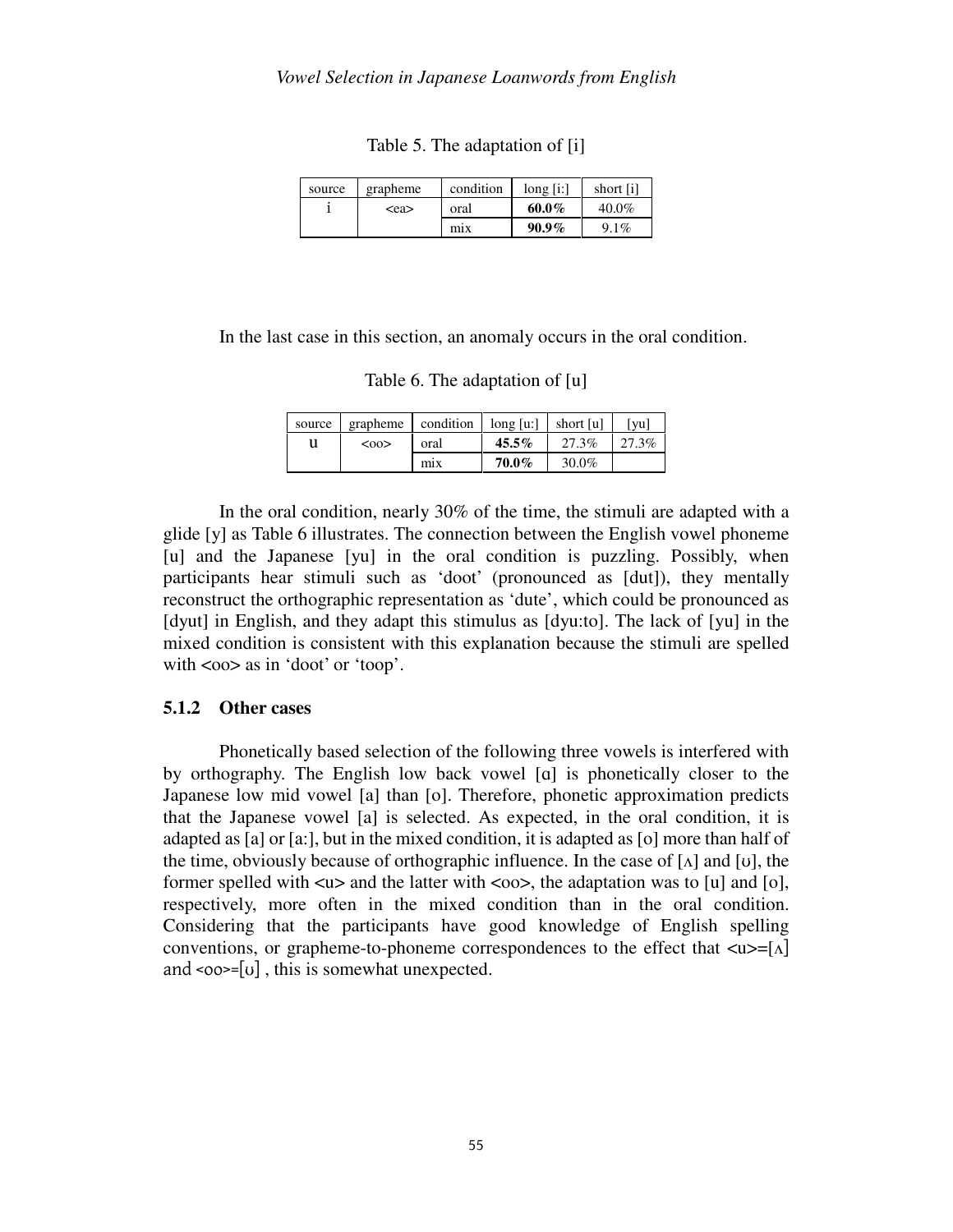Table 5. The adaptation of [i]

| source | grapheme | condition | long [i:] | short [i] |
|---|---|---|---|---|
| i | <ea> | oral | **60.0%** | 40.0% |
| | | mix | **90.9%** | 9.1% |

In the last case in this section, an anomaly occurs in the oral condition.

Table 6. The adaptation of [u]

| source | grapheme | condition | long [u:] | short [u] | [yu] |
|---|---|---|---|---|---|
| u | <oo> | oral | **45.5%** | 27.3% | 27.3% |
| | | mix | **70.0%** | 30.0% | |

In the oral condition, nearly 30% of the time, the stimuli are adapted with a glide [y] as Table 6 illustrates. The connection between the English vowel phoneme [u] and the Japanese [yu] in the oral condition is puzzling. Possibly, when participants hear stimuli such as 'doot' (pronounced as [dut]), they mentally reconstruct the orthographic representation as 'dute', which could be pronounced as [dyut] in English, and they adapt this stimulus as [dyu:to]. The lack of [yu] in the mixed condition is consistent with this explanation because the stimuli are spelled with <oo> as in 'doot' or 'toop'.

### 5.1.2 Other cases

Phonetically based selection of the following three vowels is interfered with by orthography. The English low back vowel [ɑ] is phonetically closer to the Japanese low mid vowel [a] than [o]. Therefore, phonetic approximation predicts that the Japanese vowel [a] is selected. As expected, in the oral condition, it is adapted as [a] or [a:], but in the mixed condition, it is adapted as [o] more than half of the time, obviously because of orthographic influence. In the case of [ʌ] and [ʊ], the former spelled with <u> and the latter with <oo>, the adaptation was to [u] and [o], respectively, more often in the mixed condition than in the oral condition. Considering that the participants have good knowledge of English spelling conventions, or grapheme-to-phoneme correspondences to the effect that <u>=[ʌ] and <oo>=[ʊ] , this is somewhat unexpected.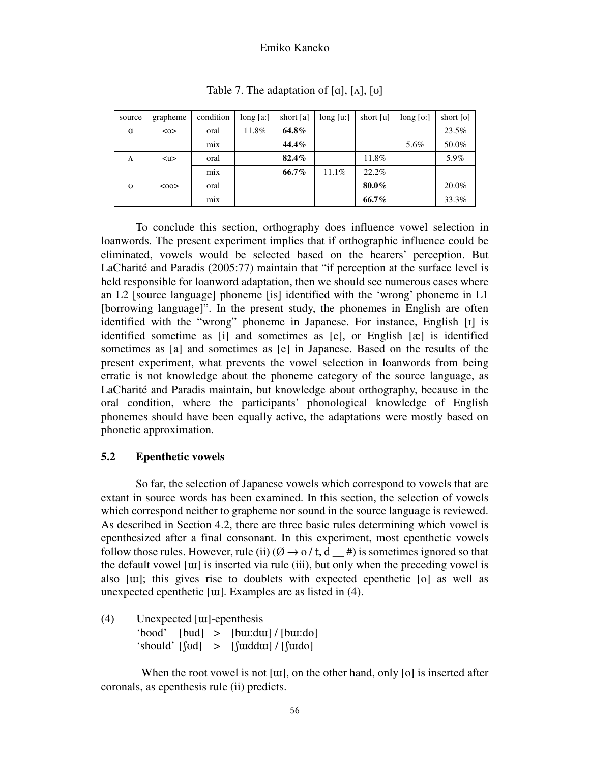Table 7. The adaptation of [ɑ], [ʌ], [ʊ]

| source | grapheme | condition | long [a:] | short [a] | long [uː] | short [u] | long [oː] | short [o] |
|---|---|---|---|---|---|---|---|---|
| ɑ | <o> | oral | 11.8% | **64.8%** | | | | 23.5% |
| | | mix | | **44.4%** | | | 5.6% | 50.0% |
| ʌ | <u> | oral | | **82.4%** | | 11.8% | | 5.9% |
| | | mix | | **66.7%** | 11.1% | 22.2% | | |
| ʊ | <oo> | oral | | | | **80.0%** | | 20.0% |
| | | mix | | | | **66.7%** | | 33.3% |

To conclude this section, orthography does influence vowel selection in loanwords. The present experiment implies that if orthographic influence could be eliminated, vowels would be selected based on the hearers' perception. But LaCharité and Paradis (2005:77) maintain that "if perception at the surface level is held responsible for loanword adaptation, then we should see numerous cases where an L2 [source language] phoneme [is] identified with the 'wrong' phoneme in L1 [borrowing language]". In the present study, the phonemes in English are often identified with the "wrong" phoneme in Japanese. For instance, English [ɪ] is identified sometime as [i] and sometimes as [e], or English [æ] is identified sometimes as [a] and sometimes as [e] in Japanese. Based on the results of the present experiment, what prevents the vowel selection in loanwords from being erratic is not knowledge about the phoneme category of the source language, as LaCharité and Paradis maintain, but knowledge about orthography, because in the oral condition, where the participants' phonological knowledge of English phonemes should have been equally active, the adaptations were mostly based on phonetic approximation.

## 5.2 Epenthetic vowels

So far, the selection of Japanese vowels which correspond to vowels that are extant in source words has been examined. In this section, the selection of vowels which correspond neither to grapheme nor sound in the source language is reviewed. As described in Section 4.2, there are three basic rules determining which vowel is epenthesized after a final consonant. In this experiment, most epenthetic vowels follow those rules. However, rule (ii) ($\varnothing \rightarrow$ o / t, d __ #) is sometimes ignored so that the default vowel [ɯ] is inserted via rule (iii), but only when the preceding vowel is also [ɯ]; this gives rise to doublets with expected epenthetic [o] as well as unexpected epenthetic [ɯ]. Examples are as listed in (4).

(4) Unexpected [ɯ]-epenthesis
'bood' [bud] > [bɯːdɯ] / [bɯːdo]
'should' [ʃʊd] > [ʃɯddɯ] / [ʃɯdo]

When the root vowel is not [ɯ], on the other hand, only [o] is inserted after coronals, as epenthesis rule (ii) predicts.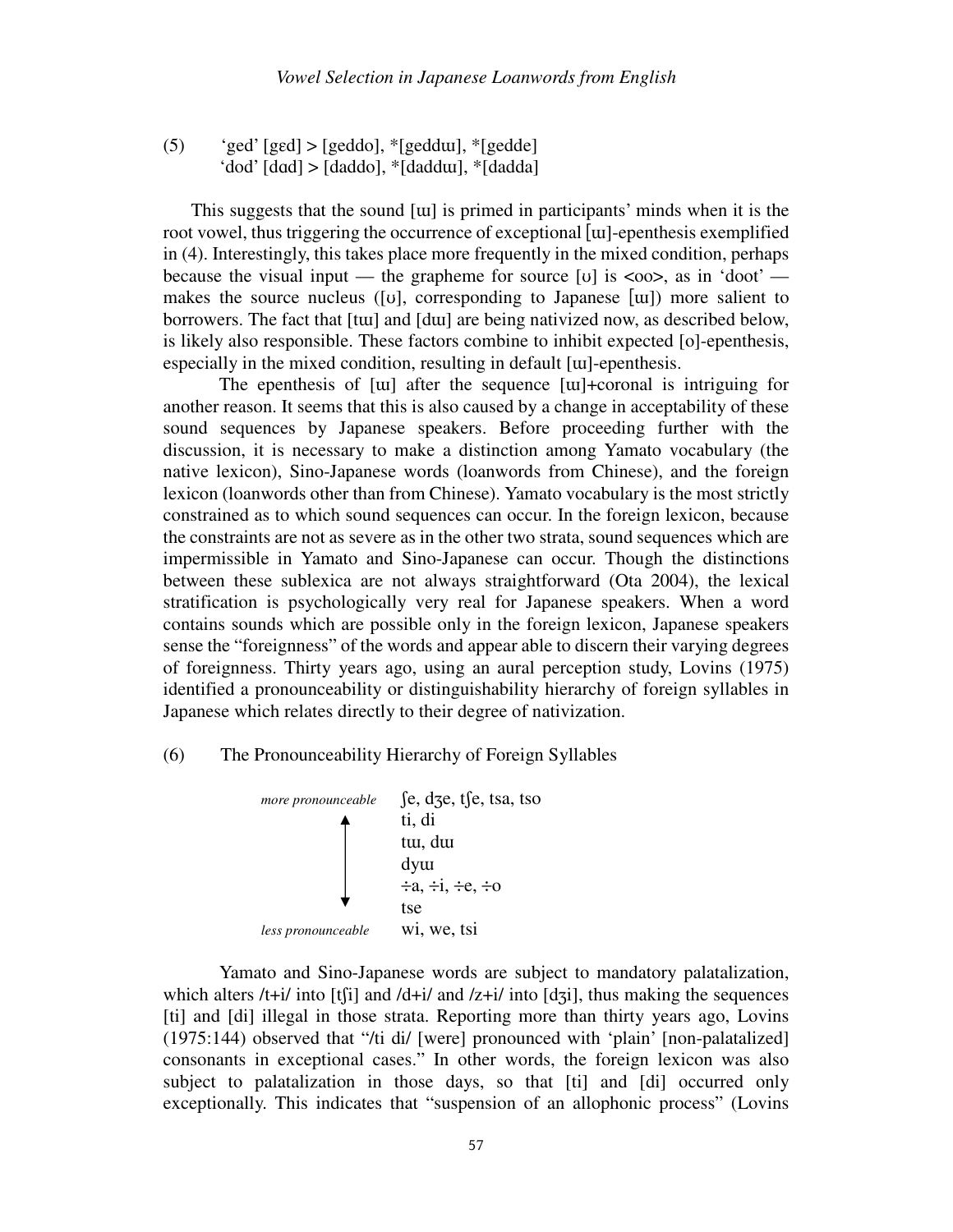(5) 'ged' [gɛd] > [geddo], *[geddɯ], *[gedde]
'dod' [dɑd] > [daddo], *[daddɯ], *[dadda]

This suggests that the sound [ɯ] is primed in participants' minds when it is the root vowel, thus triggering the occurrence of exceptional [ɯ]-epenthesis exemplified in (4). Interestingly, this takes place more frequently in the mixed condition, perhaps because the visual input — the grapheme for source [ʊ] is <oo>, as in 'doot' — makes the source nucleus ([ʊ], corresponding to Japanese [ɯ]) more salient to borrowers. The fact that [tɯ] and [dɯ] are being nativized now, as described below, is likely also responsible. These factors combine to inhibit expected [o]-epenthesis, especially in the mixed condition, resulting in default [ɯ]-epenthesis.

The epenthesis of [ɯ] after the sequence [ɯ]+coronal is intriguing for another reason. It seems that this is also caused by a change in acceptability of these sound sequences by Japanese speakers. Before proceeding further with the discussion, it is necessary to make a distinction among Yamato vocabulary (the native lexicon), Sino-Japanese words (loanwords from Chinese), and the foreign lexicon (loanwords other than from Chinese). Yamato vocabulary is the most strictly constrained as to which sound sequences can occur. In the foreign lexicon, because the constraints are not as severe as in the other two strata, sound sequences which are impermissible in Yamato and Sino-Japanese can occur. Though the distinctions between these sublexica are not always straightforward (Ota 2004), the lexical stratification is psychologically very real for Japanese speakers. When a word contains sounds which are possible only in the foreign lexicon, Japanese speakers sense the "foreignness" of the words and appear able to discern their varying degrees of foreignness. Thirty years ago, using an aural perception study, Lovins (1975) identified a pronounceability or distinguishability hierarchy of foreign syllables in Japanese which relates directly to their degree of nativization.

(6) The Pronounceability Hierarchy of Foreign Syllables

| | |
|---|---|
| *more pronounceable* ↑ | ʃe, dʒe, tʃe, tsa, tso |
| | ti, di |
| | tɯ, dɯ |
| | dyɯ |
| | ÷a, ÷i, ÷e, ÷o |
| | tse |
| ↓ *less pronounceable* | wi, we, tsi |

Yamato and Sino-Japanese words are subject to mandatory palatalization, which alters /t+i/ into [tʃi] and /d+i/ and /z+i/ into [dʒi], thus making the sequences [ti] and [di] illegal in those strata. Reporting more than thirty years ago, Lovins (1975:144) observed that "/ti di/ [were] pronounced with 'plain' [non-palatalized] consonants in exceptional cases." In other words, the foreign lexicon was also subject to palatalization in those days, so that [ti] and [di] occurred only exceptionally. This indicates that "suspension of an allophonic process" (Lovins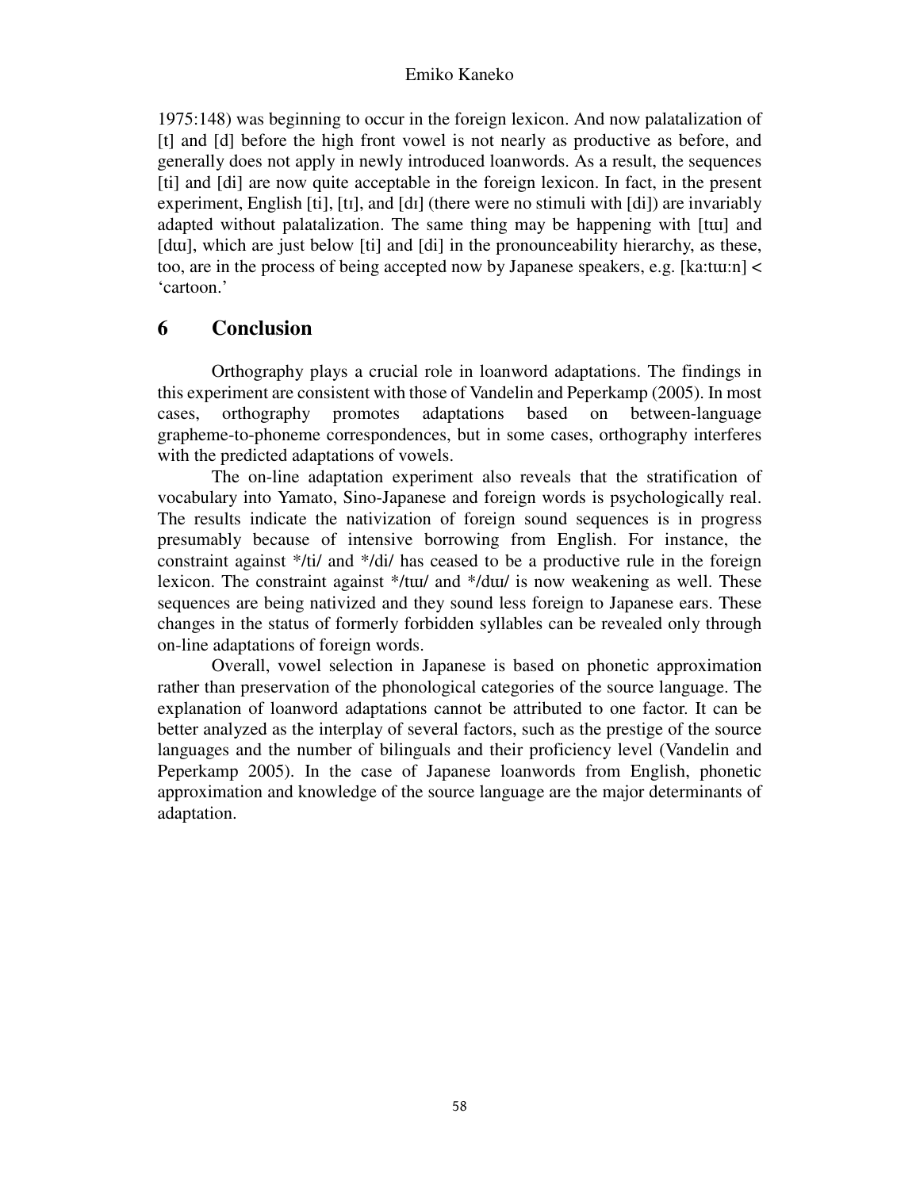1975:148) was beginning to occur in the foreign lexicon. And now palatalization of [t] and [d] before the high front vowel is not nearly as productive as before, and generally does not apply in newly introduced loanwords. As a result, the sequences [ti] and [di] are now quite acceptable in the foreign lexicon. In fact, in the present experiment, English [ti], [tɪ], and [dɪ] (there were no stimuli with [di]) are invariably adapted without palatalization. The same thing may be happening with [tɯ] and [dɯ], which are just below [ti] and [di] in the pronounceability hierarchy, as these, too, are in the process of being accepted now by Japanese speakers, e.g. [ka:tɯ:n] < 'cartoon.'

## 6 Conclusion

Orthography plays a crucial role in loanword adaptations. The findings in this experiment are consistent with those of Vandelin and Peperkamp (2005). In most cases, orthography promotes adaptations based on between-language grapheme-to-phoneme correspondences, but in some cases, orthography interferes with the predicted adaptations of vowels.

The on-line adaptation experiment also reveals that the stratification of vocabulary into Yamato, Sino-Japanese and foreign words is psychologically real. The results indicate the nativization of foreign sound sequences is in progress presumably because of intensive borrowing from English. For instance, the constraint against */ti/ and */di/ has ceased to be a productive rule in the foreign lexicon. The constraint against */tɯ/ and */dɯ/ is now weakening as well. These sequences are being nativized and they sound less foreign to Japanese ears. These changes in the status of formerly forbidden syllables can be revealed only through on-line adaptations of foreign words.

Overall, vowel selection in Japanese is based on phonetic approximation rather than preservation of the phonological categories of the source language. The explanation of loanword adaptations cannot be attributed to one factor. It can be better analyzed as the interplay of several factors, such as the prestige of the source languages and the number of bilinguals and their proficiency level (Vandelin and Peperkamp 2005). In the case of Japanese loanwords from English, phonetic approximation and knowledge of the source language are the major determinants of adaptation.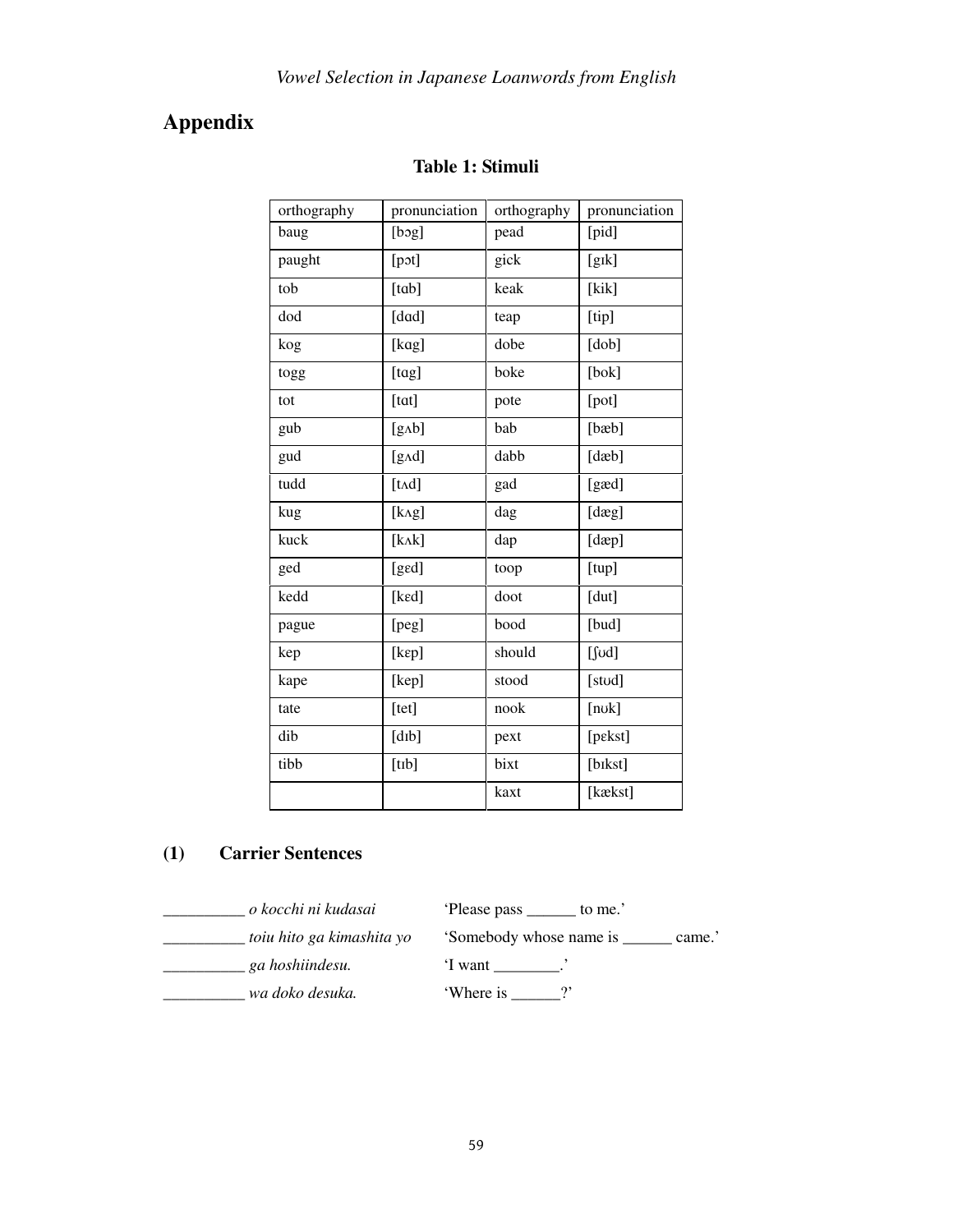# Appendix

**Table 1: Stimuli**

| orthography | pronunciation | orthography | pronunciation |
|---|---|---|---|
| baug | [bɔg] | pead | [pid] |
| paught | [pɔt] | gick | [gɪk] |
| tob | [tɑb] | keak | [kik] |
| dod | [dɑd] | teap | [tip] |
| kog | [kɑg] | dobe | [dob] |
| togg | [tɑg] | boke | [bok] |
| tot | [tɑt] | pote | [pot] |
| gub | [gʌb] | bab | [bæb] |
| gud | [gʌd] | dabb | [dæb] |
| tudd | [tʌd] | gad | [gæd] |
| kug | [kʌg] | dag | [dæg] |
| kuck | [kʌk] | dap | [dæp] |
| ged | [gɛd] | toop | [tup] |
| kedd | [kɛd] | doot | [dut] |
| pague | [peg] | bood | [bud] |
| kep | [kɛp] | should | [ʃʊd] |
| kape | [kep] | stood | [stʊd] |
| tate | [tet] | nook | [nʊk] |
| dib | [dɪb] | pext | [pɛkst] |
| tibb | [tɪb] | bixt | [bɪkst] |
| | | kaxt | [kækst] |

## (1) Carrier Sentences

| | |
|---|---|
| __________ *o kocchi ni kudasai* | 'Please pass ______ to me.' |
| __________ *toiu hito ga kimashita yo* | 'Somebody whose name is ______ came.' |
| __________ *ga hoshiindesu.* | 'I want ________.' |
| __________ *wa doko desuka.* | 'Where is ______?' |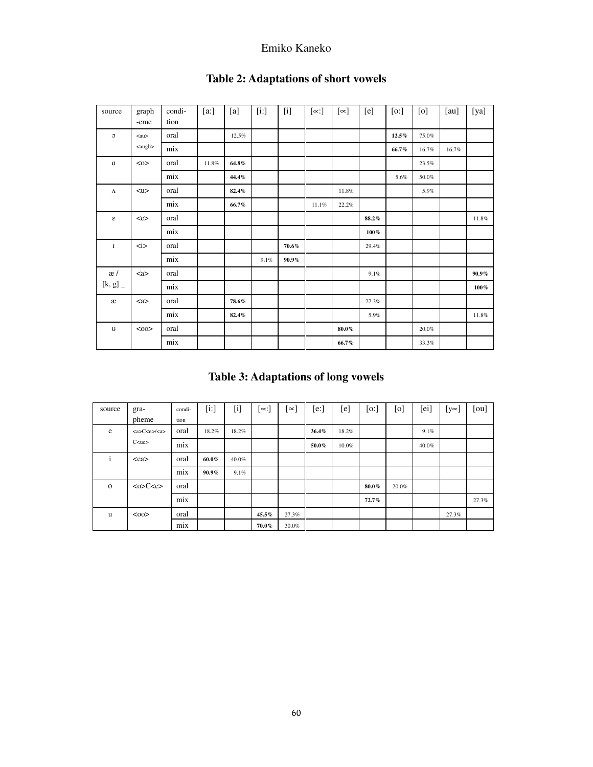## Table 2: Adaptations of short vowels

| source | graph -eme | condi-tion | [a:] | [a] | [i:] | [i] | [∝:] | [∝] | [e] | [o:] | [o] | [au] | [ya] |
|---|---|---|---|---|---|---|---|---|---|---|---|---|---|
| ɔ | <au> <augh> | oral | | 12.5% | | | | | | **12.5%** | 75.0% | | |
| | | mix | | | | | | | | **66.7%** | 16.7% | 16.7% | |
| ɑ | <o> | oral | 11.8% | **64.8%** | | | | | | | 23.5% | | |
| | | mix | | **44.4%** | | | | | | 5.6% | 50.0% | | |
| ʌ | <u> | oral | | **82.4%** | | | | 11.8% | | | 5.9% | | |
| | | mix | | **66.7%** | | | 11.1% | 22.2% | | | | | |
| ɛ | <e> | oral | | | | | | | **88.2%** | | | | 11.8% |
| | | mix | | | | | | | **100%** | | | | |
| ɪ | <i> | oral | | | | **70.6%** | | | 29.4% | | | | |
| | | mix | | | 9.1% | **90.9%** | | | | | | | |
| æ / [k, g] _ | <a> | oral | | | | | | | 9.1% | | | | **90.9%** |
| | | mix | | | | | | | | | | | **100%** |
| æ | <a> | oral | | **78.6%** | | | | | 27.3% | | | | |
| | | mix | | **82.4%** | | | | | 5.9% | | | | 11.8% |
| ʊ | <oo> | oral | | | | | | **80.0%** | | | 20.0% | | |
| | | mix | | | | | | **66.7%** | | | 33.3% | | |

## Table 3: Adaptations of long vowels

| source | gra-pheme | condi-tion | [i:] | [i] | [∝:] | [∝] | [e:] | [e] | [o:] | [o] | [ei] | [y∝] | [ou] |
|---|---|---|---|---|---|---|---|---|---|---|---|---|---|
| e | <a>C<e>/<a>C<ue> | oral | 18.2% | 18.2% | | | **36.4%** | 18.2% | | | 9.1% | | |
| | | mix | | | | | **50.0%** | 10.0% | | | 40.0% | | |
| i | <ea> | oral | **60.0%** | 40.0% | | | | | | | | | |
| | | mix | **90.9%** | 9.1% | | | | | | | | | |
| o | <o>C<e> | oral | | | | | | | **80.0%** | 20.0% | | | |
| | | mix | | | | | | | **72.7%** | | | | 27.3% |
| u | <oo> | oral | | | **45.5%** | 27.3% | | | | | | 27.3% | |
| | | mix | | | **70.0%** | 30.0% | | | | | | | |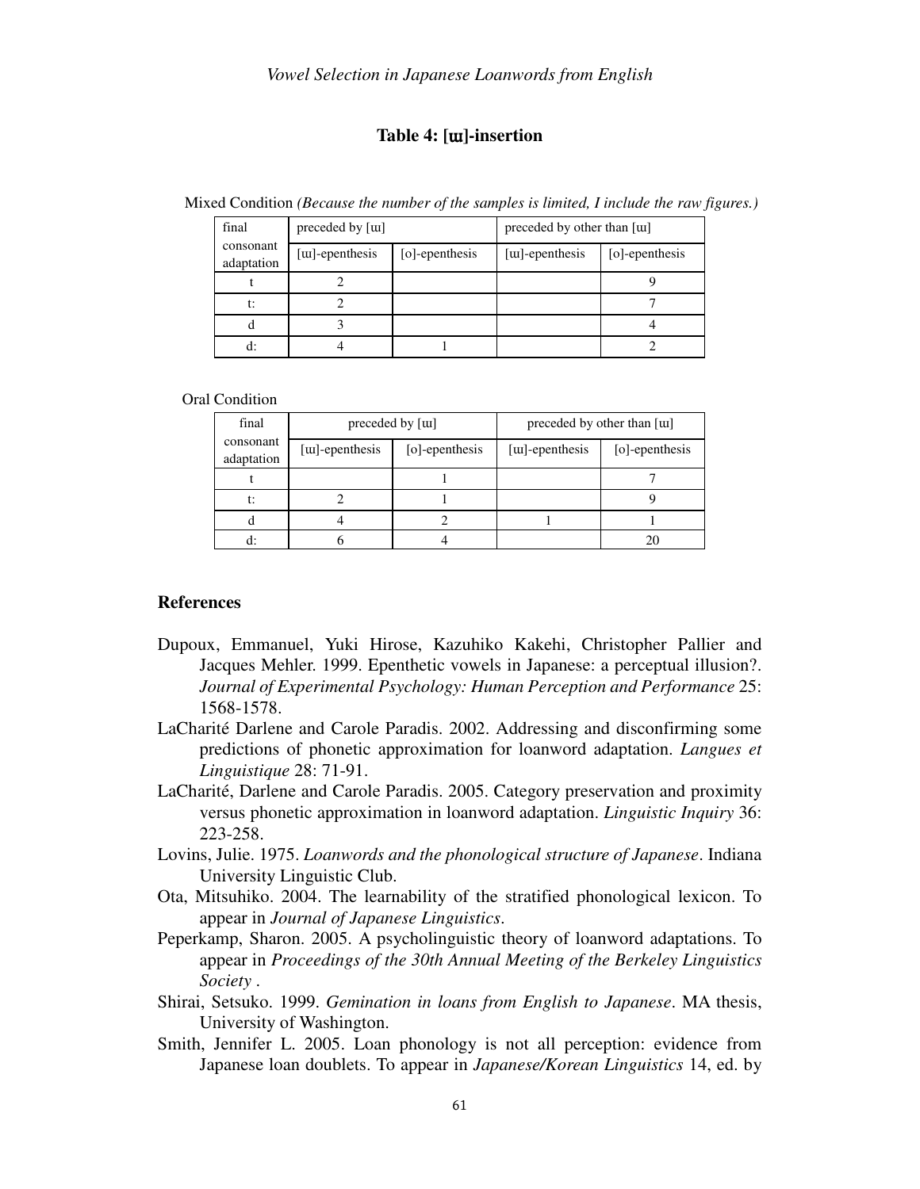**Table 4: [ɯ]-insertion**

Mixed Condition *(Because the number of the samples is limited, I include the raw figures.)*

| final consonant adaptation | preceded by [ɯ] | | preceded by other than [ɯ] | |
|---|---|---|---|---|
| | [ɯ]-epenthesis | [o]-epenthesis | [ɯ]-epenthesis | [o]-epenthesis |
| t | 2 | | | 9 |
| t: | 2 | | | 7 |
| d | 3 | | | 4 |
| d: | 4 | 1 | | 2 |

Oral Condition

| final consonant adaptation | preceded by [ɯ] | | preceded by other than [ɯ] | |
|---|---|---|---|---|
| | [ɯ]-epenthesis | [o]-epenthesis | [ɯ]-epenthesis | [o]-epenthesis |
| t | | 1 | | 7 |
| t: | 2 | 1 | | 9 |
| d | 4 | 2 | 1 | 1 |
| d: | 6 | 4 | | 20 |

## References

Dupoux, Emmanuel, Yuki Hirose, Kazuhiko Kakehi, Christopher Pallier and Jacques Mehler. 1999. Epenthetic vowels in Japanese: a perceptual illusion?. *Journal of Experimental Psychology: Human Perception and Performance* 25: 1568-1578.

LaCharité Darlene and Carole Paradis. 2002. Addressing and disconfirming some predictions of phonetic approximation for loanword adaptation. *Langues et Linguistique* 28: 71-91.

LaCharité, Darlene and Carole Paradis. 2005. Category preservation and proximity versus phonetic approximation in loanword adaptation. *Linguistic Inquiry* 36: 223-258.

Lovins, Julie. 1975. *Loanwords and the phonological structure of Japanese*. Indiana University Linguistic Club.

Ota, Mitsuhiko. 2004. The learnability of the stratified phonological lexicon. To appear in *Journal of Japanese Linguistics*.

Peperkamp, Sharon. 2005. A psycholinguistic theory of loanword adaptations. To appear in *Proceedings of the 30th Annual Meeting of the Berkeley Linguistics Society* .

Shirai, Setsuko. 1999. *Gemination in loans from English to Japanese*. MA thesis, University of Washington.

Smith, Jennifer L. 2005. Loan phonology is not all perception: evidence from Japanese loan doublets. To appear in *Japanese/Korean Linguistics* 14, ed. by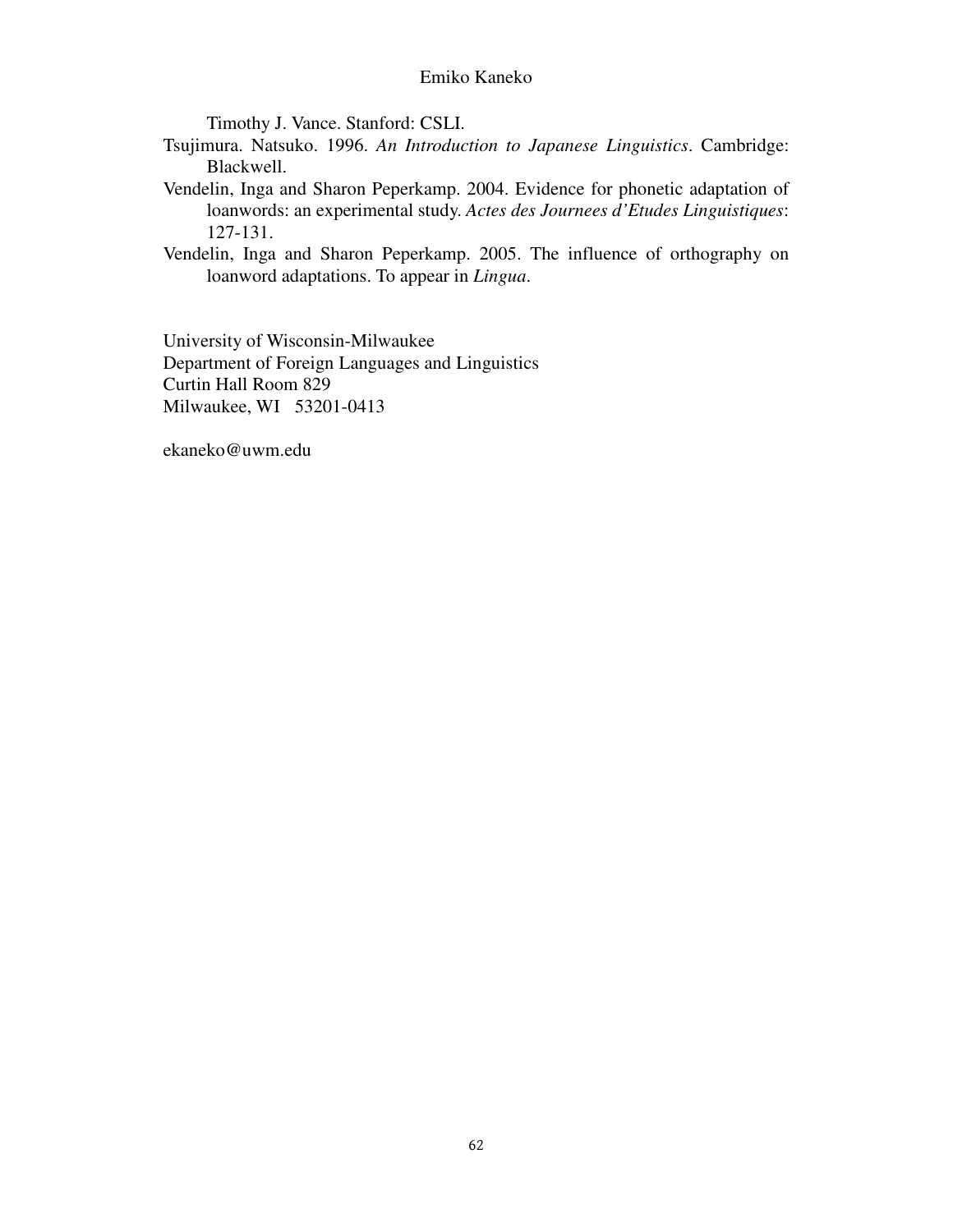Timothy J. Vance. Stanford: CSLI.

Tsujimura. Natsuko. 1996. *An Introduction to Japanese Linguistics*. Cambridge: Blackwell.

Vendelin, Inga and Sharon Peperkamp. 2004. Evidence for phonetic adaptation of loanwords: an experimental study. *Actes des Journees d'Etudes Linguistiques*: 127-131.

Vendelin, Inga and Sharon Peperkamp. 2005. The influence of orthography on loanword adaptations. To appear in *Lingua*.

University of Wisconsin-Milwaukee
Department of Foreign Languages and Linguistics
Curtin Hall Room 829
Milwaukee, WI 53201-0413

ekaneko@uwm.edu